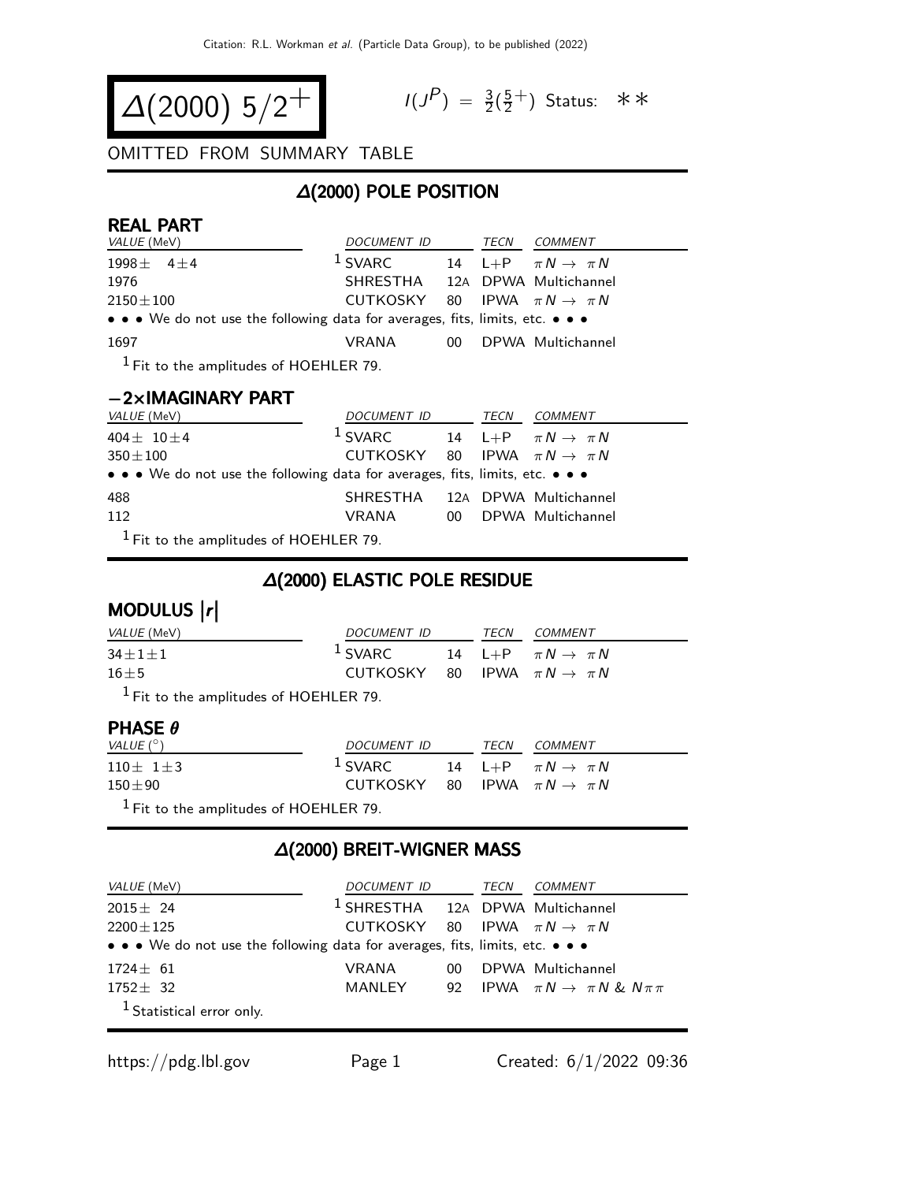# $\Delta(2000)$ $5/2^+$

$I(J^P) = \frac{3}{2}(\frac{5}{2}^+)$ Status: ∗∗

OMITTED FROM SUMMARY TABLE

## $\Delta(2000)$ POLE POSITION

### REAL PART

| VALUE (MeV) | DOCUMENT ID | | TECN | COMMENT |
|---|---|---|---|---|
| $1998 \pm 4 \pm 4$ | [1] SVARC | 14 | L+P | $\pi N \to \pi N$ |
| 1976 | SHRESTHA | 12A | DPWA | Multichannel |
| $2150 \pm 100$ | CUTKOSKY | 80 | IPWA | $\pi N \to \pi N$ |
| • • • We do not use the following data for averages, fits, limits, etc. • • • | | | | |
| 1697 | VRANA | 00 | DPWA | Multichannel |

[1] Fit to the amplitudes of HOEHLER 79.

### −2×IMAGINARY PART

| VALUE (MeV) | DOCUMENT ID | | TECN | COMMENT |
|---|---|---|---|---|
| $404 \pm 10 \pm 4$ | [1] SVARC | 14 | L+P | $\pi N \to \pi N$ |
| $350 \pm 100$ | CUTKOSKY | 80 | IPWA | $\pi N \to \pi N$ |
| • • • We do not use the following data for averages, fits, limits, etc. • • • | | | | |
| 488 | SHRESTHA | 12A | DPWA | Multichannel |
| 112 | VRANA | 00 | DPWA | Multichannel |

[1] Fit to the amplitudes of HOEHLER 79.

## $\Delta(2000)$ ELASTIC POLE RESIDUE

### MODULUS $|r|$

| VALUE (MeV) | DOCUMENT ID | | TECN | COMMENT |
|---|---|---|---|---|
| $34 \pm 1 \pm 1$ | [1] SVARC | 14 | L+P | $\pi N \to \pi N$ |
| $16 \pm 5$ | CUTKOSKY | 80 | IPWA | $\pi N \to \pi N$ |

[1] Fit to the amplitudes of HOEHLER 79.

### PHASE $\theta$

| VALUE (°) | DOCUMENT ID | | TECN | COMMENT |
|---|---|---|---|---|
| $110 \pm 1 \pm 3$ | [1] SVARC | 14 | L+P | $\pi N \to \pi N$ |
| $150 \pm 90$ | CUTKOSKY | 80 | IPWA | $\pi N \to \pi N$ |

[1] Fit to the amplitudes of HOEHLER 79.

## $\Delta(2000)$ BREIT-WIGNER MASS

| VALUE (MeV) | DOCUMENT ID | | TECN | COMMENT |
|---|---|---|---|---|
| $2015 \pm 24$ | [1] SHRESTHA | 12A | DPWA | Multichannel |
| $2200 \pm 125$ | CUTKOSKY | 80 | IPWA | $\pi N \to \pi N$ |
| • • • We do not use the following data for averages, fits, limits, etc. • • • | | | | |
| $1724 \pm 61$ | VRANA | 00 | DPWA | Multichannel |
| $1752 \pm 32$ | MANLEY | 92 | IPWA | $\pi N \to \pi N$ & $N \pi \pi$ |

[1] Statistical error only.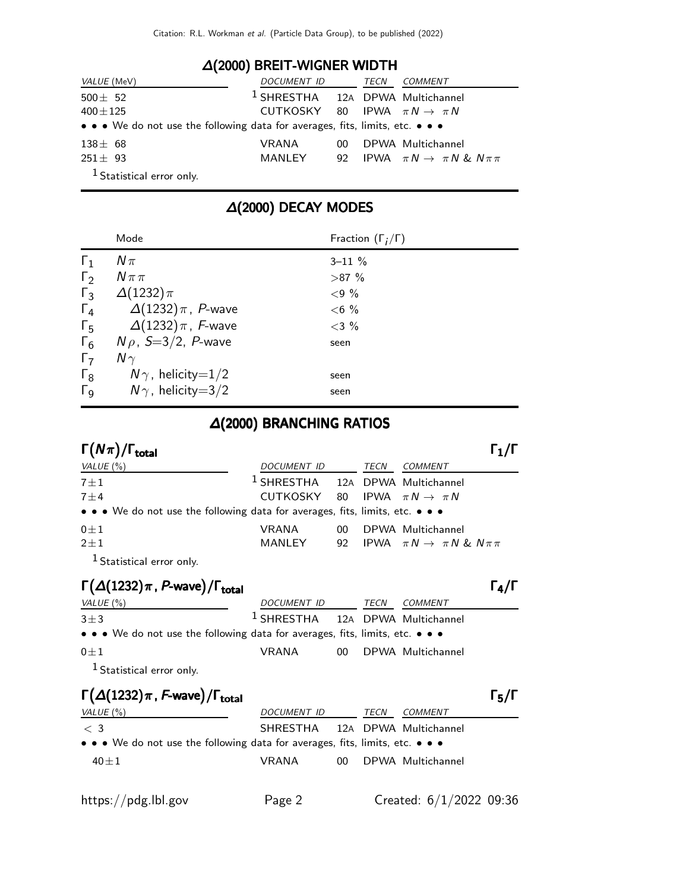## Δ(2000) BREIT-WIGNER WIDTH

| VALUE (MeV) | DOCUMENT ID | | TECN | COMMENT |
|---|---|---|---|---|
| 500 ± 52 | [1] SHRESTHA | 12A | DPWA | Multichannel |
| 400 ± 125 | CUTKOSKY | 80 | IPWA | $\pi N \to \pi N$ |
| • • • We do not use the following data for averages, fits, limits, etc. • • • | | | | |
| 138 ± 68 | VRANA | 00 | DPWA | Multichannel |
| 251 ± 93 | MANLEY | 92 | IPWA | $\pi N \to \pi N$ & $N\pi\pi$ |

[1] Statistical error only.

## Δ(2000) DECAY MODES

| | Mode | Fraction ($\Gamma_i/\Gamma$) |
|---|---|---|
| $\Gamma_1$ | $N\pi$ | 3–11 % |
| $\Gamma_2$ | $N\pi\pi$ | >87 % |
| $\Gamma_3$ | $\Delta(1232)\pi$ | <9 % |
| $\Gamma_4$ | $\Delta(1232)\pi$ , *P*-wave | <6 % |
| $\Gamma_5$ | $\Delta(1232)\pi$ , *F*-wave | <3 % |
| $\Gamma_6$ | $N\rho$, $S$=3/2, *P*-wave | seen |
| $\Gamma_7$ | $N\gamma$ | |
| $\Gamma_8$ | $N\gamma$, helicity=1/2 | seen |
| $\Gamma_9$ | $N\gamma$, helicity=3/2 | seen |

## Δ(2000) BRANCHING RATIOS

### $\Gamma(N\pi)/\Gamma_{total}$ — $\Gamma_1/\Gamma$

| VALUE (%) | DOCUMENT ID | | TECN | COMMENT |
|---|---|---|---|---|
| 7 ± 1 | [1] SHRESTHA | 12A | DPWA | Multichannel |
| 7 ± 4 | CUTKOSKY | 80 | IPWA | $\pi N \to \pi N$ |
| • • • We do not use the following data for averages, fits, limits, etc. • • • | | | | |
| 0 ± 1 | VRANA | 00 | DPWA | Multichannel |
| 2 ± 1 | MANLEY | 92 | IPWA | $\pi N \to \pi N$ & $N\pi\pi$ |

[1] Statistical error only.

### $\Gamma(\Delta(1232)\pi$ , *P*-wave$)/\Gamma_{total}$ — $\Gamma_4/\Gamma$

| VALUE (%) | DOCUMENT ID | | TECN | COMMENT |
|---|---|---|---|---|
| 3 ± 3 | [1] SHRESTHA | 12A | DPWA | Multichannel |
| • • • We do not use the following data for averages, fits, limits, etc. • • • | | | | |
| 0 ± 1 | VRANA | 00 | DPWA | Multichannel |

[1] Statistical error only.

### $\Gamma(\Delta(1232)\pi$ , *F*-wave$)/\Gamma_{total}$ — $\Gamma_5/\Gamma$

| VALUE (%) | DOCUMENT ID | | TECN | COMMENT |
|---|---|---|---|---|
| < 3 | SHRESTHA | 12A | DPWA | Multichannel |
| • • • We do not use the following data for averages, fits, limits, etc. • • • | | | | |
| 40 ± 1 | VRANA | 00 | DPWA | Multichannel |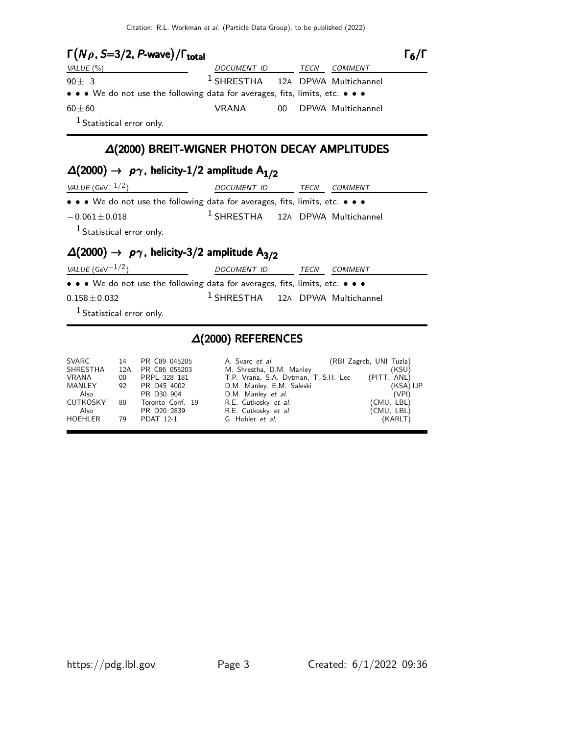## $\Gamma(N\rho, S=3/2, P\text{-wave})/\Gamma_{total}$ $\Gamma_6/\Gamma$

| VALUE (%) | DOCUMENT ID | TECN | COMMENT |
|---|---|---|---|
| $90\pm\ 3$ | [1] SHRESTHA 12A | DPWA | Multichannel |
| • • • We do not use the following data for averages, fits, limits, etc. • • • | | | |
| $60\pm60$ | VRANA 00 | DPWA | Multichannel |

[1] Statistical error only.

## Δ(2000) BREIT-WIGNER PHOTON DECAY AMPLITUDES

### $\Delta(2000) \rightarrow p\gamma$, helicity-1/2 amplitude $A_{1/2}$

| VALUE ($\text{GeV}^{-1/2}$) | DOCUMENT ID | TECN | COMMENT |
|---|---|---|---|
| • • • We do not use the following data for averages, fits, limits, etc. • • • | | | |
| $-0.061\pm0.018$ | [1] SHRESTHA 12A | DPWA | Multichannel |

[1] Statistical error only.

### $\Delta(2000) \rightarrow p\gamma$, helicity-3/2 amplitude $A_{3/2}$

| VALUE ($\text{GeV}^{-1/2}$) | DOCUMENT ID | TECN | COMMENT |
|---|---|---|---|
| • • • We do not use the following data for averages, fits, limits, etc. • • • | | | |
| $0.158\pm0.032$ | [1] SHRESTHA 12A | DPWA | Multichannel |

[1] Statistical error only.

## Δ(2000) REFERENCES

| | | | | |
|---|---|---|---|---|
| SVARC | 14 | PR C89 045205 | A. Svarc *et al.* | (RBI Zagreb, UNI Tuzla) |
| SHRESTHA | 12A | PR C86 055203 | M. Shrestha, D.M. Manley | (KSU) |
| VRANA | 00 | PRPL 328 181 | T.P. Vrana, S.A. Dytman, T.-S.H. Lee | (PITT, ANL) |
| MANLEY | 92 | PR D45 4002 | D.M. Manley, E.M. Saleski | (KSA) IJP |
| Also | | PR D30 904 | D.M. Manley *et al.* | (VPI) |
| CUTKOSKY | 80 | Toronto Conf. 19 | R.E. Cutkosky *et al.* | (CMU, LBL) |
| Also | | PR D20 2839 | R.E. Cutkosky *et al.* | (CMU, LBL) |
| HOEHLER | 79 | PDAT 12-1 | G. Hohler *et al.* | (KARLT) |